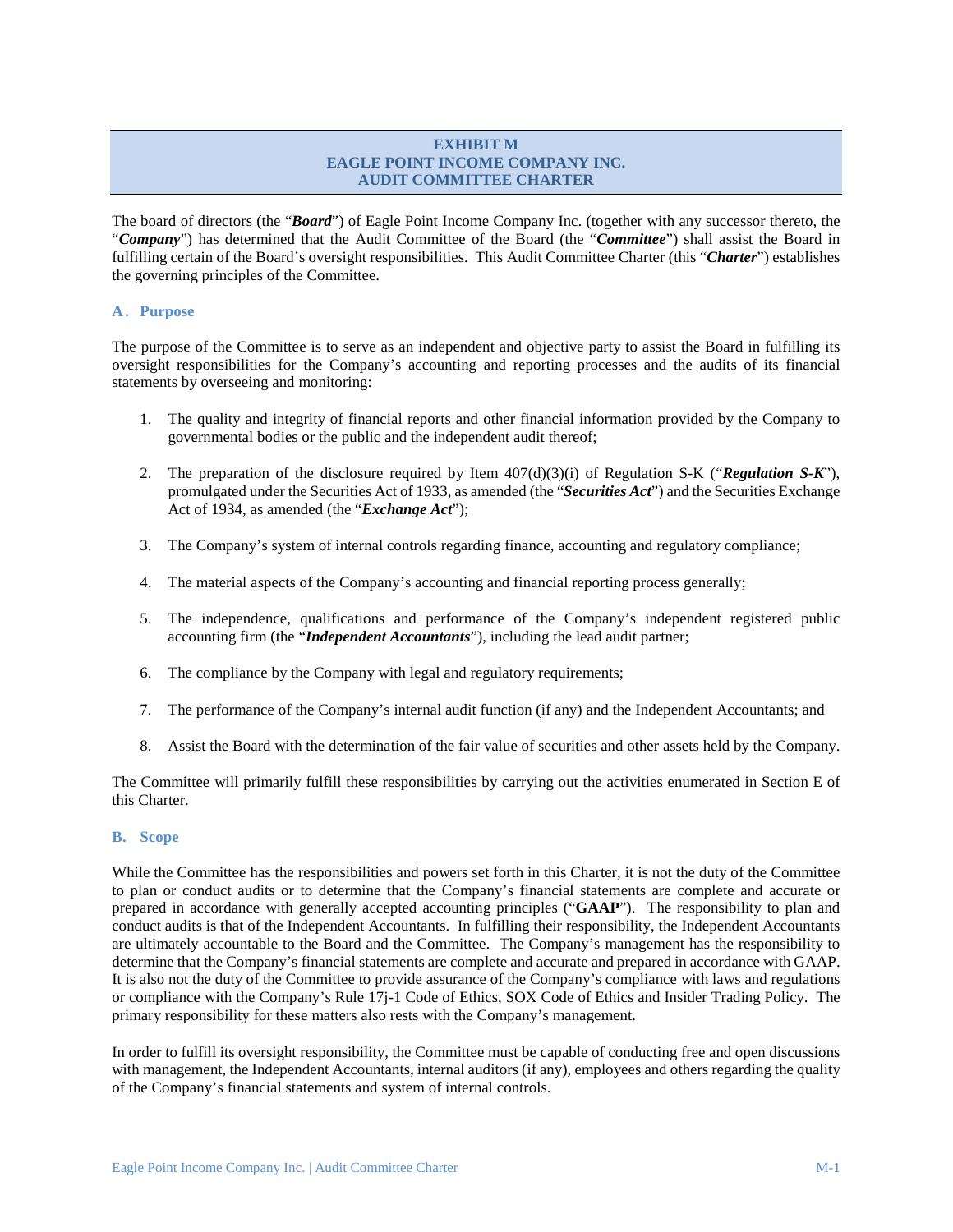# EXHIBIT M
# EAGLE POINT INCOME COMPANY INC.
# AUDIT COMMITTEE CHARTER

The board of directors (the "***Board***") of Eagle Point Income Company Inc. (together with any successor thereto, the "***Company***") has determined that the Audit Committee of the Board (the "***Committee***") shall assist the Board in fulfilling certain of the Board's oversight responsibilities. This Audit Committee Charter (this "***Charter***") establishes the governing principles of the Committee.

## A. Purpose

The purpose of the Committee is to serve as an independent and objective party to assist the Board in fulfilling its oversight responsibilities for the Company's accounting and reporting processes and the audits of its financial statements by overseeing and monitoring:

1. The quality and integrity of financial reports and other financial information provided by the Company to governmental bodies or the public and the independent audit thereof;

2. The preparation of the disclosure required by Item 407(d)(3)(i) of Regulation S-K ("***Regulation S-K***"), promulgated under the Securities Act of 1933, as amended (the "***Securities Act***") and the Securities Exchange Act of 1934, as amended (the "***Exchange Act***");

3. The Company's system of internal controls regarding finance, accounting and regulatory compliance;

4. The material aspects of the Company's accounting and financial reporting process generally;

5. The independence, qualifications and performance of the Company's independent registered public accounting firm (the "***Independent Accountants***"), including the lead audit partner;

6. The compliance by the Company with legal and regulatory requirements;

7. The performance of the Company's internal audit function (if any) and the Independent Accountants; and

8. Assist the Board with the determination of the fair value of securities and other assets held by the Company.

The Committee will primarily fulfill these responsibilities by carrying out the activities enumerated in Section E of this Charter.

## B. Scope

While the Committee has the responsibilities and powers set forth in this Charter, it is not the duty of the Committee to plan or conduct audits or to determine that the Company's financial statements are complete and accurate or prepared in accordance with generally accepted accounting principles ("**GAAP**"). The responsibility to plan and conduct audits is that of the Independent Accountants. In fulfilling their responsibility, the Independent Accountants are ultimately accountable to the Board and the Committee. The Company's management has the responsibility to determine that the Company's financial statements are complete and accurate and prepared in accordance with GAAP. It is also not the duty of the Committee to provide assurance of the Company's compliance with laws and regulations or compliance with the Company's Rule 17j-1 Code of Ethics, SOX Code of Ethics and Insider Trading Policy. The primary responsibility for these matters also rests with the Company's management.

In order to fulfill its oversight responsibility, the Committee must be capable of conducting free and open discussions with management, the Independent Accountants, internal auditors (if any), employees and others regarding the quality of the Company's financial statements and system of internal controls.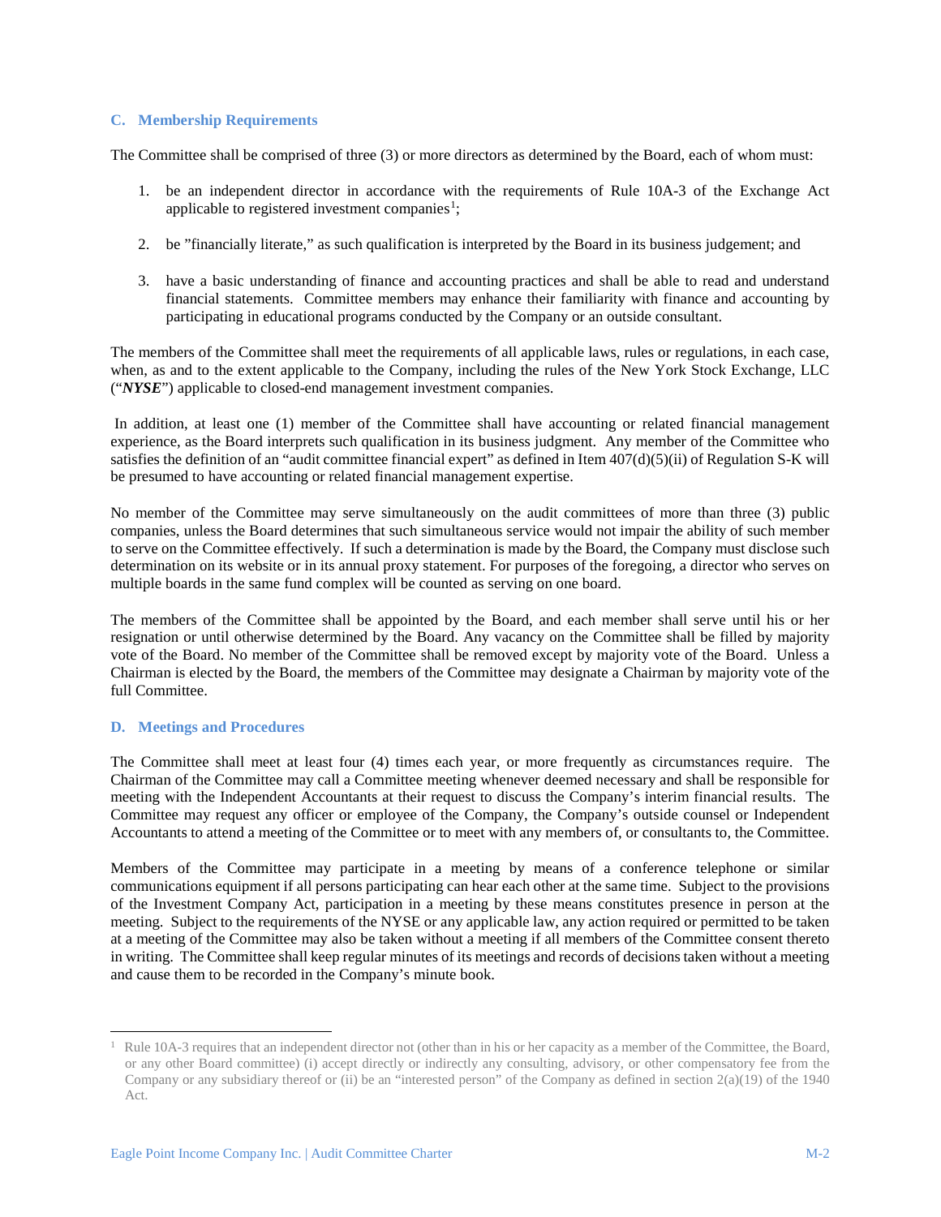### C. Membership Requirements

The Committee shall be comprised of three (3) or more directors as determined by the Board, each of whom must:

1. be an independent director in accordance with the requirements of Rule 10A-3 of the Exchange Act applicable to registered investment companies[1];

2. be "financially literate," as such qualification is interpreted by the Board in its business judgement; and

3. have a basic understanding of finance and accounting practices and shall be able to read and understand financial statements. Committee members may enhance their familiarity with finance and accounting by participating in educational programs conducted by the Company or an outside consultant.

The members of the Committee shall meet the requirements of all applicable laws, rules or regulations, in each case, when, as and to the extent applicable to the Company, including the rules of the New York Stock Exchange, LLC ("***NYSE***") applicable to closed-end management investment companies.

In addition, at least one (1) member of the Committee shall have accounting or related financial management experience, as the Board interprets such qualification in its business judgment. Any member of the Committee who satisfies the definition of an "audit committee financial expert" as defined in Item 407(d)(5)(ii) of Regulation S-K will be presumed to have accounting or related financial management expertise.

No member of the Committee may serve simultaneously on the audit committees of more than three (3) public companies, unless the Board determines that such simultaneous service would not impair the ability of such member to serve on the Committee effectively. If such a determination is made by the Board, the Company must disclose such determination on its website or in its annual proxy statement. For purposes of the foregoing, a director who serves on multiple boards in the same fund complex will be counted as serving on one board.

The members of the Committee shall be appointed by the Board, and each member shall serve until his or her resignation or until otherwise determined by the Board. Any vacancy on the Committee shall be filled by majority vote of the Board. No member of the Committee shall be removed except by majority vote of the Board. Unless a Chairman is elected by the Board, the members of the Committee may designate a Chairman by majority vote of the full Committee.

### D. Meetings and Procedures

The Committee shall meet at least four (4) times each year, or more frequently as circumstances require. The Chairman of the Committee may call a Committee meeting whenever deemed necessary and shall be responsible for meeting with the Independent Accountants at their request to discuss the Company's interim financial results. The Committee may request any officer or employee of the Company, the Company's outside counsel or Independent Accountants to attend a meeting of the Committee or to meet with any members of, or consultants to, the Committee.

Members of the Committee may participate in a meeting by means of a conference telephone or similar communications equipment if all persons participating can hear each other at the same time. Subject to the provisions of the Investment Company Act, participation in a meeting by these means constitutes presence in person at the meeting. Subject to the requirements of the NYSE or any applicable law, any action required or permitted to be taken at a meeting of the Committee may also be taken without a meeting if all members of the Committee consent thereto in writing. The Committee shall keep regular minutes of its meetings and records of decisions taken without a meeting and cause them to be recorded in the Company's minute book.

---

[1] Rule 10A-3 requires that an independent director not (other than in his or her capacity as a member of the Committee, the Board, or any other Board committee) (i) accept directly or indirectly any consulting, advisory, or other compensatory fee from the Company or any subsidiary thereof or (ii) be an "interested person" of the Company as defined in section 2(a)(19) of the 1940 Act.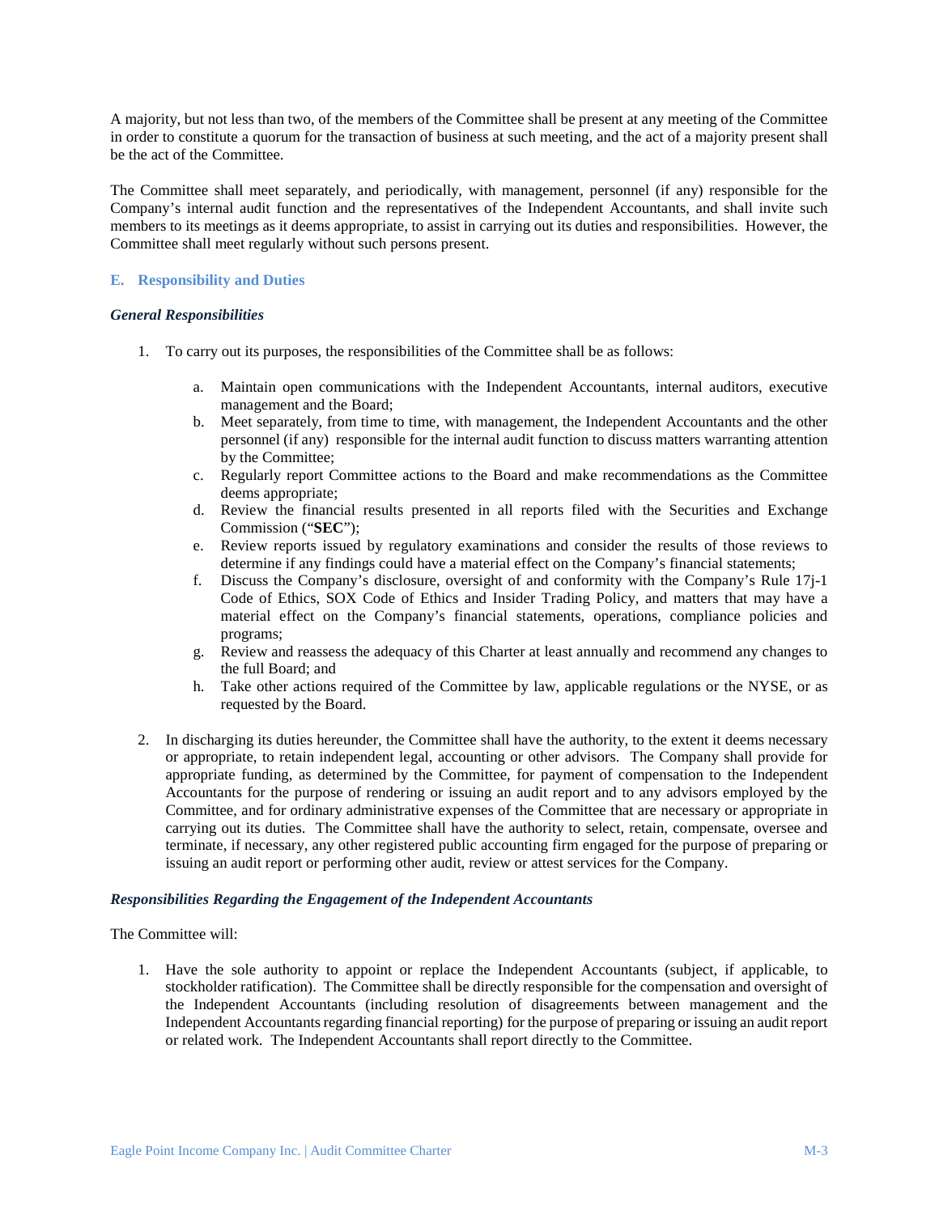A majority, but not less than two, of the members of the Committee shall be present at any meeting of the Committee in order to constitute a quorum for the transaction of business at such meeting, and the act of a majority present shall be the act of the Committee.

The Committee shall meet separately, and periodically, with management, personnel (if any) responsible for the Company's internal audit function and the representatives of the Independent Accountants, and shall invite such members to its meetings as it deems appropriate, to assist in carrying out its duties and responsibilities. However, the Committee shall meet regularly without such persons present.

### E. Responsibility and Duties

***General Responsibilities***

1. To carry out its purposes, the responsibilities of the Committee shall be as follows:

    a. Maintain open communications with the Independent Accountants, internal auditors, executive management and the Board;
    b. Meet separately, from time to time, with management, the Independent Accountants and the other personnel (if any) responsible for the internal audit function to discuss matters warranting attention by the Committee;
    c. Regularly report Committee actions to the Board and make recommendations as the Committee deems appropriate;
    d. Review the financial results presented in all reports filed with the Securities and Exchange Commission ("**SEC**");
    e. Review reports issued by regulatory examinations and consider the results of those reviews to determine if any findings could have a material effect on the Company's financial statements;
    f. Discuss the Company's disclosure, oversight of and conformity with the Company's Rule 17j-1 Code of Ethics, SOX Code of Ethics and Insider Trading Policy, and matters that may have a material effect on the Company's financial statements, operations, compliance policies and programs;
    g. Review and reassess the adequacy of this Charter at least annually and recommend any changes to the full Board; and
    h. Take other actions required of the Committee by law, applicable regulations or the NYSE, or as requested by the Board.

2. In discharging its duties hereunder, the Committee shall have the authority, to the extent it deems necessary or appropriate, to retain independent legal, accounting or other advisors. The Company shall provide for appropriate funding, as determined by the Committee, for payment of compensation to the Independent Accountants for the purpose of rendering or issuing an audit report and to any advisors employed by the Committee, and for ordinary administrative expenses of the Committee that are necessary or appropriate in carrying out its duties. The Committee shall have the authority to select, retain, compensate, oversee and terminate, if necessary, any other registered public accounting firm engaged for the purpose of preparing or issuing an audit report or performing other audit, review or attest services for the Company.

***Responsibilities Regarding the Engagement of the Independent Accountants***

The Committee will:

1. Have the sole authority to appoint or replace the Independent Accountants (subject, if applicable, to stockholder ratification). The Committee shall be directly responsible for the compensation and oversight of the Independent Accountants (including resolution of disagreements between management and the Independent Accountants regarding financial reporting) for the purpose of preparing or issuing an audit report or related work. The Independent Accountants shall report directly to the Committee.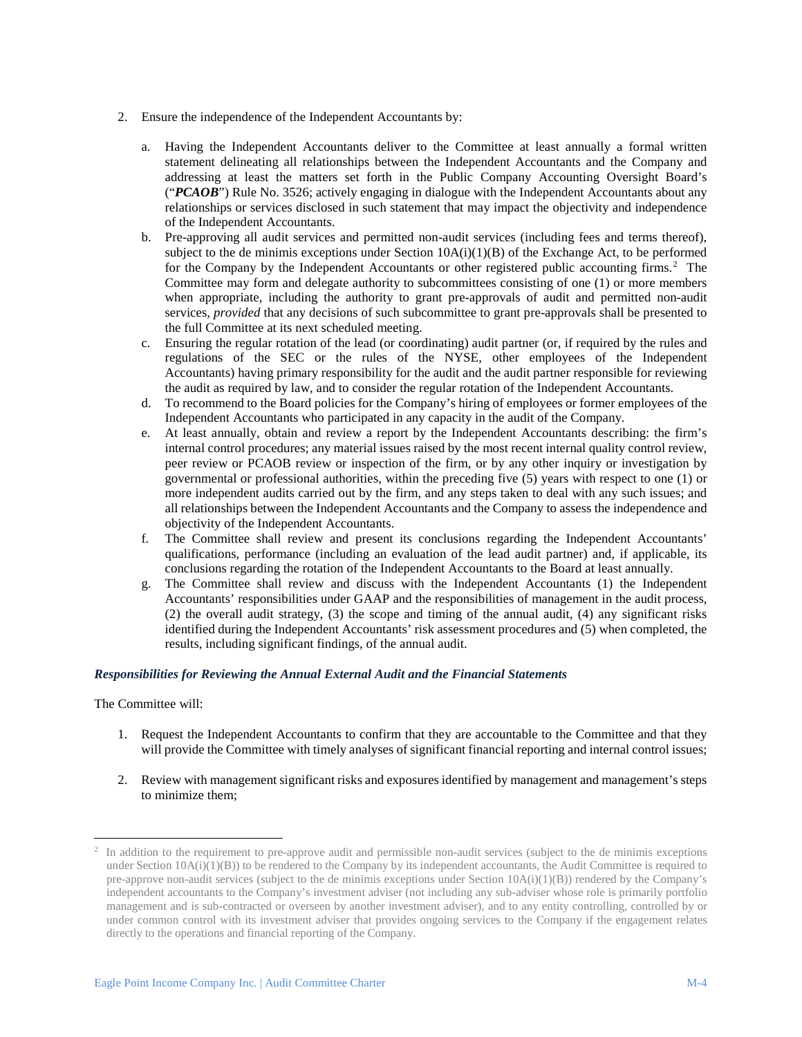2. Ensure the independence of the Independent Accountants by:

    a. Having the Independent Accountants deliver to the Committee at least annually a formal written statement delineating all relationships between the Independent Accountants and the Company and addressing at least the matters set forth in the Public Company Accounting Oversight Board's ("***PCAOB***") Rule No. 3526; actively engaging in dialogue with the Independent Accountants about any relationships or services disclosed in such statement that may impact the objectivity and independence of the Independent Accountants.
    b. Pre-approving all audit services and permitted non-audit services (including fees and terms thereof), subject to the de minimis exceptions under Section 10A(i)(1)(B) of the Exchange Act, to be performed for the Company by the Independent Accountants or other registered public accounting firms.[2] The Committee may form and delegate authority to subcommittees consisting of one (1) or more members when appropriate, including the authority to grant pre-approvals of audit and permitted non-audit services, *provided* that any decisions of such subcommittee to grant pre-approvals shall be presented to the full Committee at its next scheduled meeting.
    c. Ensuring the regular rotation of the lead (or coordinating) audit partner (or, if required by the rules and regulations of the SEC or the rules of the NYSE, other employees of the Independent Accountants) having primary responsibility for the audit and the audit partner responsible for reviewing the audit as required by law, and to consider the regular rotation of the Independent Accountants.
    d. To recommend to the Board policies for the Company's hiring of employees or former employees of the Independent Accountants who participated in any capacity in the audit of the Company.
    e. At least annually, obtain and review a report by the Independent Accountants describing: the firm's internal control procedures; any material issues raised by the most recent internal quality control review, peer review or PCAOB review or inspection of the firm, or by any other inquiry or investigation by governmental or professional authorities, within the preceding five (5) years with respect to one (1) or more independent audits carried out by the firm, and any steps taken to deal with any such issues; and all relationships between the Independent Accountants and the Company to assess the independence and objectivity of the Independent Accountants.
    f. The Committee shall review and present its conclusions regarding the Independent Accountants' qualifications, performance (including an evaluation of the lead audit partner) and, if applicable, its conclusions regarding the rotation of the Independent Accountants to the Board at least annually.
    g. The Committee shall review and discuss with the Independent Accountants (1) the Independent Accountants' responsibilities under GAAP and the responsibilities of management in the audit process, (2) the overall audit strategy, (3) the scope and timing of the annual audit, (4) any significant risks identified during the Independent Accountants' risk assessment procedures and (5) when completed, the results, including significant findings, of the annual audit.

***Responsibilities for Reviewing the Annual External Audit and the Financial Statements***

The Committee will:

1. Request the Independent Accountants to confirm that they are accountable to the Committee and that they will provide the Committee with timely analyses of significant financial reporting and internal control issues;

2. Review with management significant risks and exposures identified by management and management's steps to minimize them;

---

[2] In addition to the requirement to pre-approve audit and permissible non-audit services (subject to the de minimis exceptions under Section 10A(i)(1)(B)) to be rendered to the Company by its independent accountants, the Audit Committee is required to pre-approve non-audit services (subject to the de minimis exceptions under Section 10A(i)(1)(B)) rendered by the Company's independent accountants to the Company's investment adviser (not including any sub-adviser whose role is primarily portfolio management and is sub-contracted or overseen by another investment adviser), and to any entity controlling, controlled by or under common control with its investment adviser that provides ongoing services to the Company if the engagement relates directly to the operations and financial reporting of the Company.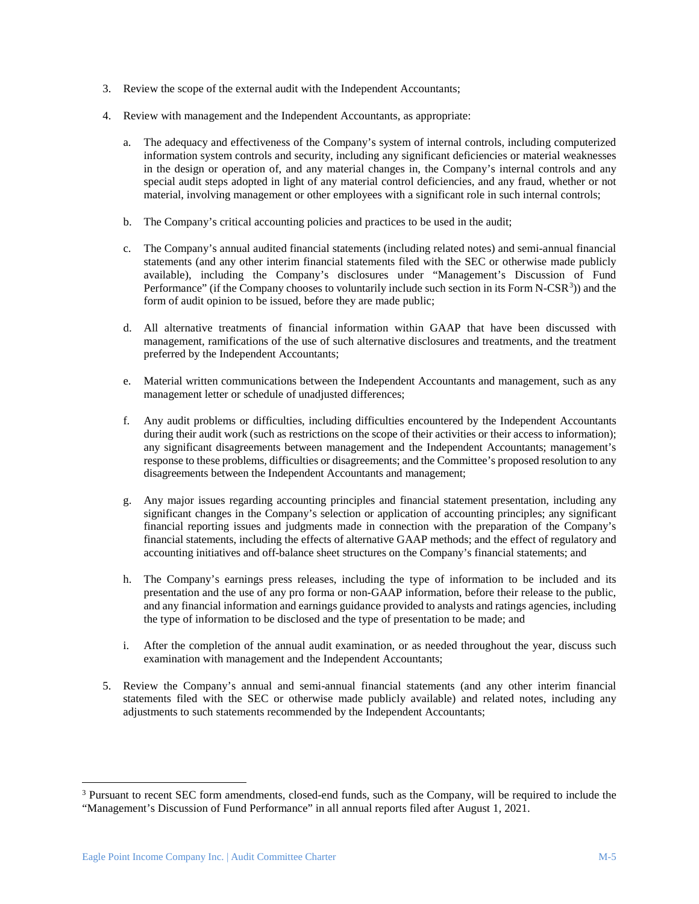3. Review the scope of the external audit with the Independent Accountants;

4. Review with management and the Independent Accountants, as appropriate:

   a. The adequacy and effectiveness of the Company's system of internal controls, including computerized information system controls and security, including any significant deficiencies or material weaknesses in the design or operation of, and any material changes in, the Company's internal controls and any special audit steps adopted in light of any material control deficiencies, and any fraud, whether or not material, involving management or other employees with a significant role in such internal controls;

   b. The Company's critical accounting policies and practices to be used in the audit;

   c. The Company's annual audited financial statements (including related notes) and semi-annual financial statements (and any other interim financial statements filed with the SEC or otherwise made publicly available), including the Company's disclosures under "Management's Discussion of Fund Performance" (if the Company chooses to voluntarily include such section in its Form N-CSR[3])) and the form of audit opinion to be issued, before they are made public;

   d. All alternative treatments of financial information within GAAP that have been discussed with management, ramifications of the use of such alternative disclosures and treatments, and the treatment preferred by the Independent Accountants;

   e. Material written communications between the Independent Accountants and management, such as any management letter or schedule of unadjusted differences;

   f. Any audit problems or difficulties, including difficulties encountered by the Independent Accountants during their audit work (such as restrictions on the scope of their activities or their access to information); any significant disagreements between management and the Independent Accountants; management's response to these problems, difficulties or disagreements; and the Committee's proposed resolution to any disagreements between the Independent Accountants and management;

   g. Any major issues regarding accounting principles and financial statement presentation, including any significant changes in the Company's selection or application of accounting principles; any significant financial reporting issues and judgments made in connection with the preparation of the Company's financial statements, including the effects of alternative GAAP methods; and the effect of regulatory and accounting initiatives and off-balance sheet structures on the Company's financial statements; and

   h. The Company's earnings press releases, including the type of information to be included and its presentation and the use of any pro forma or non-GAAP information, before their release to the public, and any financial information and earnings guidance provided to analysts and ratings agencies, including the type of information to be disclosed and the type of presentation to be made; and

   i. After the completion of the annual audit examination, or as needed throughout the year, discuss such examination with management and the Independent Accountants;

5. Review the Company's annual and semi-annual financial statements (and any other interim financial statements filed with the SEC or otherwise made publicly available) and related notes, including any adjustments to such statements recommended by the Independent Accountants;

---

[3] Pursuant to recent SEC form amendments, closed-end funds, such as the Company, will be required to include the "Management's Discussion of Fund Performance" in all annual reports filed after August 1, 2021.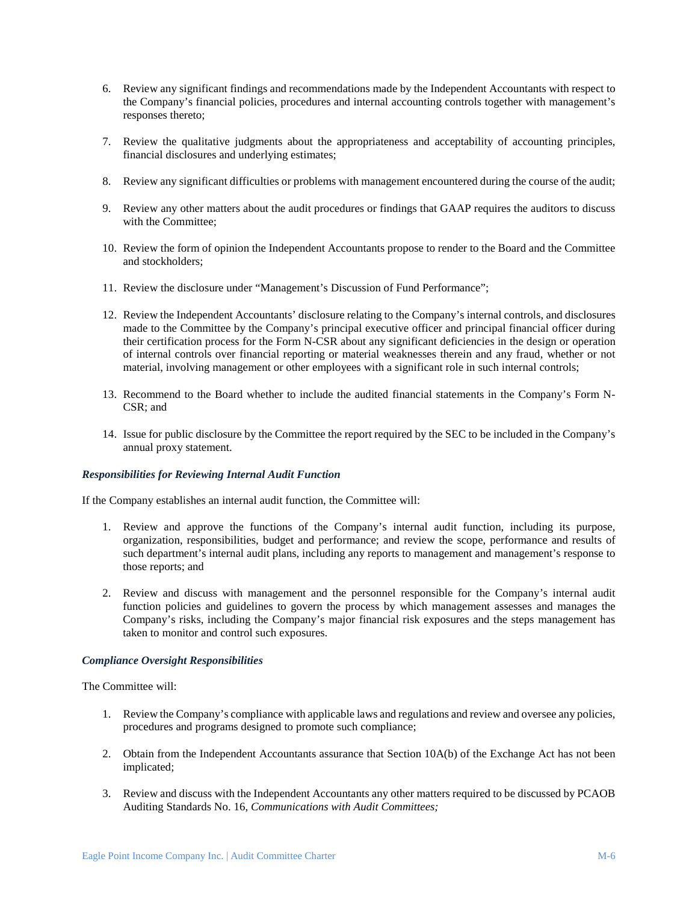6. Review any significant findings and recommendations made by the Independent Accountants with respect to the Company's financial policies, procedures and internal accounting controls together with management's responses thereto;

7. Review the qualitative judgments about the appropriateness and acceptability of accounting principles, financial disclosures and underlying estimates;

8. Review any significant difficulties or problems with management encountered during the course of the audit;

9. Review any other matters about the audit procedures or findings that GAAP requires the auditors to discuss with the Committee;

10. Review the form of opinion the Independent Accountants propose to render to the Board and the Committee and stockholders;

11. Review the disclosure under "Management's Discussion of Fund Performance";

12. Review the Independent Accountants' disclosure relating to the Company's internal controls, and disclosures made to the Committee by the Company's principal executive officer and principal financial officer during their certification process for the Form N-CSR about any significant deficiencies in the design or operation of internal controls over financial reporting or material weaknesses therein and any fraud, whether or not material, involving management or other employees with a significant role in such internal controls;

13. Recommend to the Board whether to include the audited financial statements in the Company's Form N-CSR; and

14. Issue for public disclosure by the Committee the report required by the SEC to be included in the Company's annual proxy statement.

***Responsibilities for Reviewing Internal Audit Function***

If the Company establishes an internal audit function, the Committee will:

1. Review and approve the functions of the Company's internal audit function, including its purpose, organization, responsibilities, budget and performance; and review the scope, performance and results of such department's internal audit plans, including any reports to management and management's response to those reports; and

2. Review and discuss with management and the personnel responsible for the Company's internal audit function policies and guidelines to govern the process by which management assesses and manages the Company's risks, including the Company's major financial risk exposures and the steps management has taken to monitor and control such exposures.

***Compliance Oversight Responsibilities***

The Committee will:

1. Review the Company's compliance with applicable laws and regulations and review and oversee any policies, procedures and programs designed to promote such compliance;

2. Obtain from the Independent Accountants assurance that Section 10A(b) of the Exchange Act has not been implicated;

3. Review and discuss with the Independent Accountants any other matters required to be discussed by PCAOB Auditing Standards No. 16, *Communications with Audit Committees;*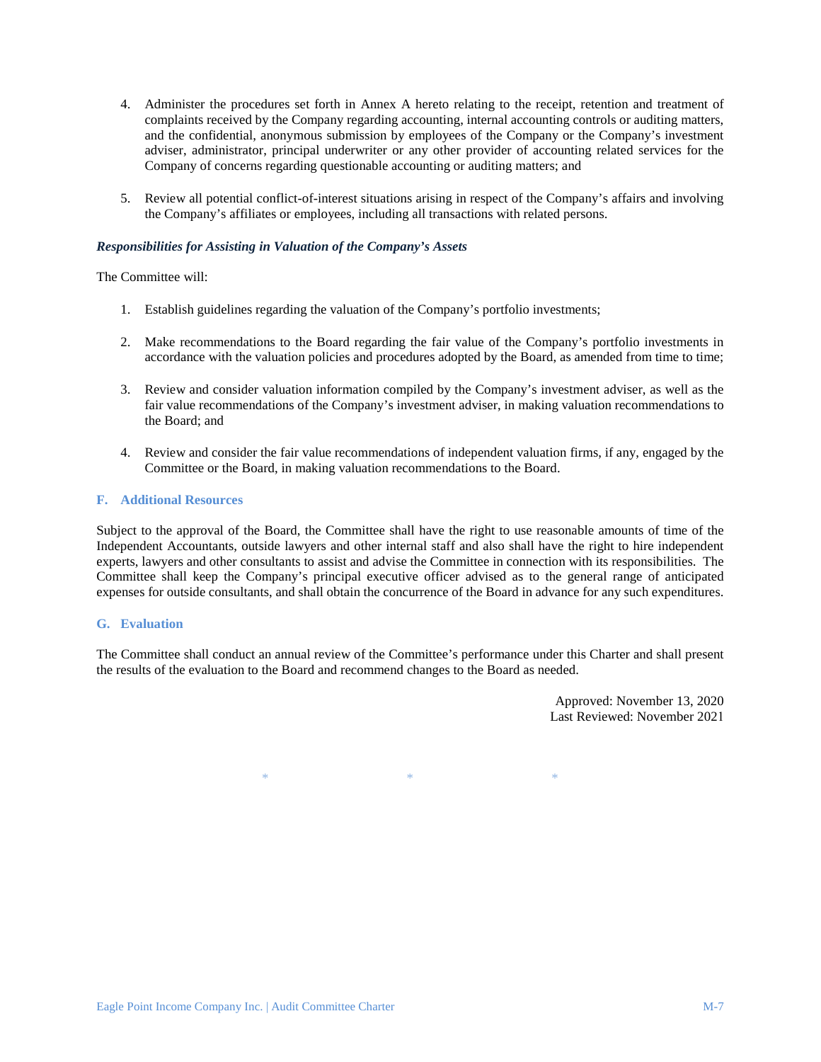4. Administer the procedures set forth in Annex A hereto relating to the receipt, retention and treatment of complaints received by the Company regarding accounting, internal accounting controls or auditing matters, and the confidential, anonymous submission by employees of the Company or the Company's investment adviser, administrator, principal underwriter or any other provider of accounting related services for the Company of concerns regarding questionable accounting or auditing matters; and

5. Review all potential conflict-of-interest situations arising in respect of the Company's affairs and involving the Company's affiliates or employees, including all transactions with related persons.

***Responsibilities for Assisting in Valuation of the Company's Assets***

The Committee will:

1. Establish guidelines regarding the valuation of the Company's portfolio investments;

2. Make recommendations to the Board regarding the fair value of the Company's portfolio investments in accordance with the valuation policies and procedures adopted by the Board, as amended from time to time;

3. Review and consider valuation information compiled by the Company's investment adviser, as well as the fair value recommendations of the Company's investment adviser, in making valuation recommendations to the Board; and

4. Review and consider the fair value recommendations of independent valuation firms, if any, engaged by the Committee or the Board, in making valuation recommendations to the Board.

## F. Additional Resources

Subject to the approval of the Board, the Committee shall have the right to use reasonable amounts of time of the Independent Accountants, outside lawyers and other internal staff and also shall have the right to hire independent experts, lawyers and other consultants to assist and advise the Committee in connection with its responsibilities. The Committee shall keep the Company's principal executive officer advised as to the general range of anticipated expenses for outside consultants, and shall obtain the concurrence of the Board in advance for any such expenditures.

## G. Evaluation

The Committee shall conduct an annual review of the Committee's performance under this Charter and shall present the results of the evaluation to the Board and recommend changes to the Board as needed.

Approved: November 13, 2020
Last Reviewed: November 2021

\* \* \*